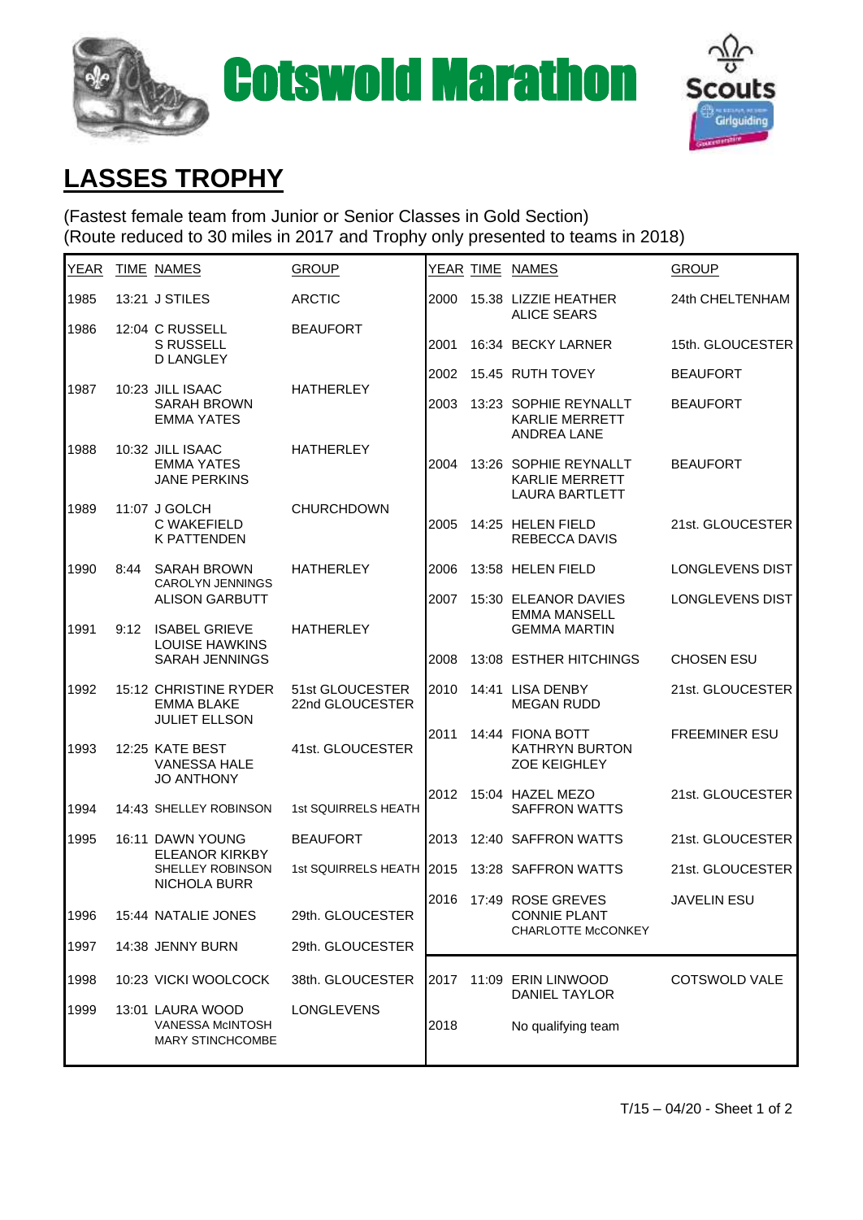# Cotswold Marathon

## LASSES TROPHY

(Fastest female team from Junior or Senior Classes in Gold Section)
(Route reduced to 30 miles in 2017 and Trophy only presented to teams in 2018)

| YEAR | TIME | NAMES | GROUP |
|---|---|---|---|
| 1985 | 13:21 | J STILES | ARCTIC |
| 1986 | 12:04 | C RUSSELL<br>S RUSSELL<br>D LANGLEY | BEAUFORT |
| 1987 | 10:23 | JILL ISAAC<br>SARAH BROWN<br>EMMA YATES | HATHERLEY |
| 1988 | 10:32 | JILL ISAAC<br>EMMA YATES<br>JANE PERKINS | HATHERLEY |
| 1989 | 11:07 | J GOLCH<br>C WAKEFIELD<br>K PATTENDEN | CHURCHDOWN |
| 1990 | 8:44 | SARAH BROWN<br>CAROLYN JENNINGS<br>ALISON GARBUTT | HATHERLEY |
| 1991 | 9:12 | ISABEL GRIEVE<br>LOUISE HAWKINS<br>SARAH JENNINGS | HATHERLEY |
| 1992 | 15:12 | CHRISTINE RYDER<br>EMMA BLAKE<br>JULIET ELLSON | 51st GLOUCESTER<br>22nd GLOUCESTER |
| 1993 | 12:25 | KATE BEST<br>VANESSA HALE<br>JO ANTHONY | 41st. GLOUCESTER |
| 1994 | 14:43 | SHELLEY ROBINSON | 1st SQUIRRELS HEATH |
| 1995 | 16:11 | DAWN YOUNG<br>ELEANOR KIRKBY<br>SHELLEY ROBINSON<br>NICHOLA BURR | BEAUFORT<br><br>1st SQUIRRELS HEATH |
| 1996 | 15:44 | NATALIE JONES | 29th. GLOUCESTER |
| 1997 | 14:38 | JENNY BURN | 29th. GLOUCESTER |
| 1998 | 10:23 | VICKI WOOLCOCK | 38th. GLOUCESTER |
| 1999 | 13:01 | LAURA WOOD<br>VANESSA McINTOSH<br>MARY STINCHCOMBE | LONGLEVENS |
| 2000 | 15.38 | LIZZIE HEATHER<br>ALICE SEARS | 24th CHELTENHAM |
| 2001 | 16:34 | BECKY LARNER | 15th. GLOUCESTER |
| 2002 | 15.45 | RUTH TOVEY | BEAUFORT |
| 2003 | 13:23 | SOPHIE REYNALLT<br>KARLIE MERRETT<br>ANDREA LANE | BEAUFORT |
| 2004 | 13:26 | SOPHIE REYNALLT<br>KARLIE MERRETT<br>LAURA BARTLETT | BEAUFORT |
| 2005 | 14:25 | HELEN FIELD<br>REBECCA DAVIS | 21st. GLOUCESTER |
| 2006 | 13:58 | HELEN FIELD | LONGLEVENS DIST |
| 2007 | 15:30 | ELEANOR DAVIES<br>EMMA MANSELL<br>GEMMA MARTIN | LONGLEVENS DIST |
| 2008 | 13:08 | ESTHER HITCHINGS | CHOSEN ESU |
| 2010 | 14:41 | LISA DENBY<br>MEGAN RUDD | 21st. GLOUCESTER |
| 2011 | 14:44 | FIONA BOTT<br>KATHRYN BURTON<br>ZOE KEIGHLEY | FREEMINER ESU |
| 2012 | 15:04 | HAZEL MEZO<br>SAFFRON WATTS | 21st. GLOUCESTER |
| 2013 | 12:40 | SAFFRON WATTS | 21st. GLOUCESTER |
| 2015 | 13:28 | SAFFRON WATTS | 21st. GLOUCESTER |
| 2016 | 17:49 | ROSE GREVES<br>CONNIE PLANT<br>CHARLOTTE McCONKEY | JAVELIN ESU |
| 2017 | 11:09 | ERIN LINWOOD<br>DANIEL TAYLOR | COTSWOLD VALE |
| 2018 | | No qualifying team | |

T/15 – 04/20 - Sheet 1 of 2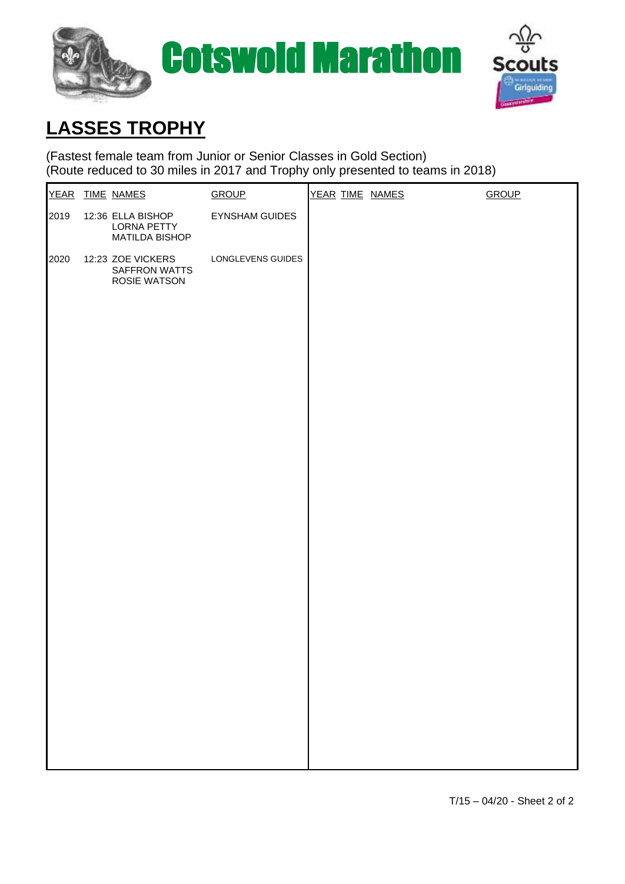# Cotswold Marathon

## LASSES TROPHY

(Fastest female team from Junior or Senior Classes in Gold Section)
(Route reduced to 30 miles in 2017 and Trophy only presented to teams in 2018)

| YEAR | TIME | NAMES | GROUP | YEAR | TIME | NAMES | GROUP |
|---|---|---|---|---|---|---|---|
| 2019 | 12:36 | ELLA BISHOP<br>LORNA PETTY<br>MATILDA BISHOP | EYNSHAM GUIDES | | | | |
| 2020 | 12:23 | ZOE VICKERS<br>SAFFRON WATTS<br>ROSIE WATSON | LONGLEVENS GUIDES | | | | |

T/15 – 04/20 - Sheet 2 of 2